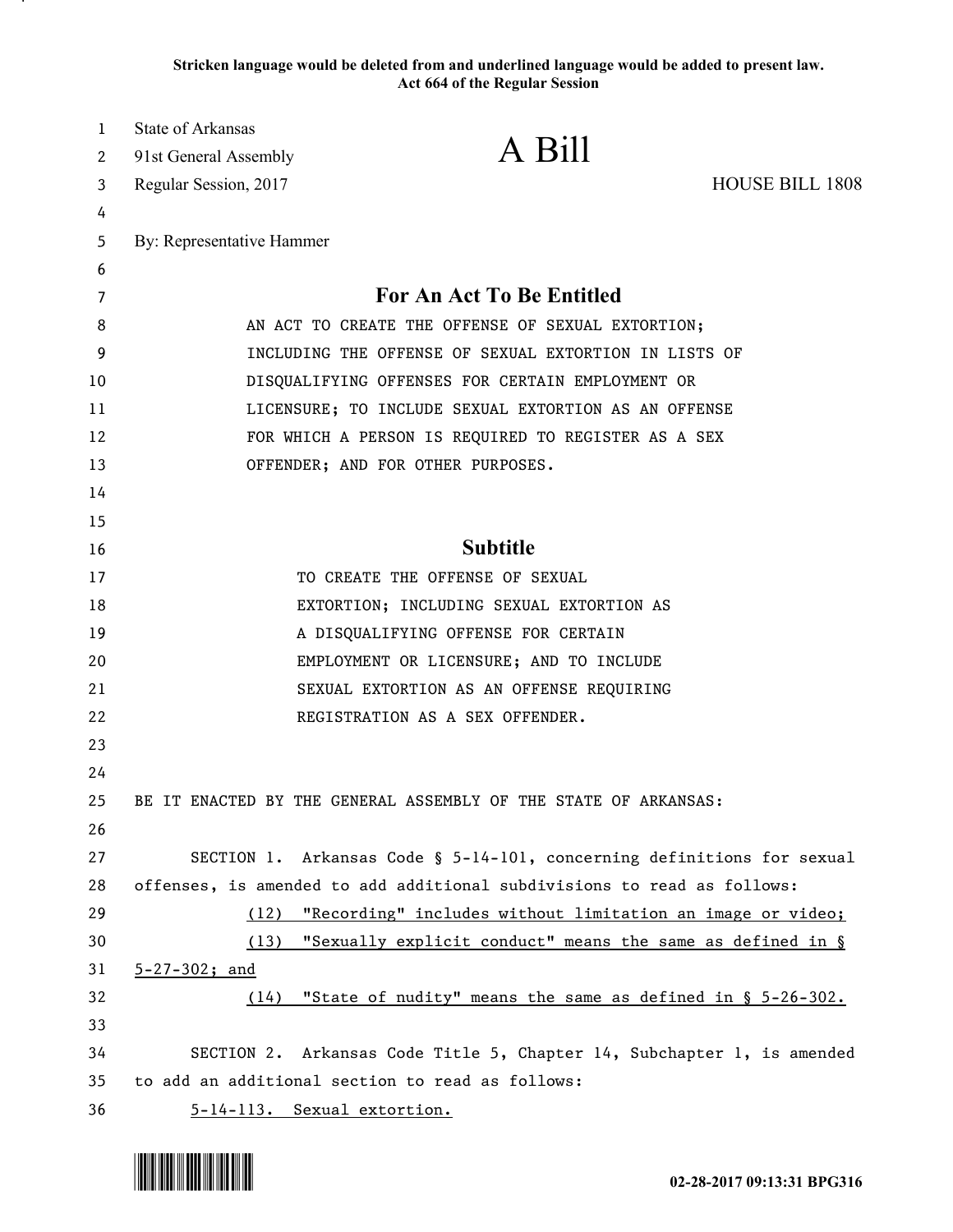**Stricken language would be deleted from and underlined language would be added to present law.**
**Act 664 of the Regular Session**

State of Arkansas
91st General Assembly
Regular Session, 2017

# A Bill

HOUSE BILL 1808

By: Representative Hammer

## For An Act To Be Entitled

AN ACT TO CREATE THE OFFENSE OF SEXUAL EXTORTION; INCLUDING THE OFFENSE OF SEXUAL EXTORTION IN LISTS OF DISQUALIFYING OFFENSES FOR CERTAIN EMPLOYMENT OR LICENSURE; TO INCLUDE SEXUAL EXTORTION AS AN OFFENSE FOR WHICH A PERSON IS REQUIRED TO REGISTER AS A SEX OFFENDER; AND FOR OTHER PURPOSES.

## Subtitle

TO CREATE THE OFFENSE OF SEXUAL EXTORTION; INCLUDING SEXUAL EXTORTION AS A DISQUALIFYING OFFENSE FOR CERTAIN EMPLOYMENT OR LICENSURE; AND TO INCLUDE SEXUAL EXTORTION AS AN OFFENSE REQUIRING REGISTRATION AS A SEX OFFENDER.

BE IT ENACTED BY THE GENERAL ASSEMBLY OF THE STATE OF ARKANSAS:

SECTION 1. Arkansas Code § 5-14-101, concerning definitions for sexual offenses, is amended to add additional subdivisions to read as follows:

<u>(12) "Recording" includes without limitation an image or video;</u>

<u>(13) "Sexually explicit conduct" means the same as defined in § 5-27-302; and</u>

<u>(14) "State of nudity" means the same as defined in § 5-26-302.</u>

SECTION 2. Arkansas Code Title 5, Chapter 14, Subchapter 1, is amended to add an additional section to read as follows:

<u>5-14-113. Sexual extortion.</u>

02-28-2017 09:13:31 BPG316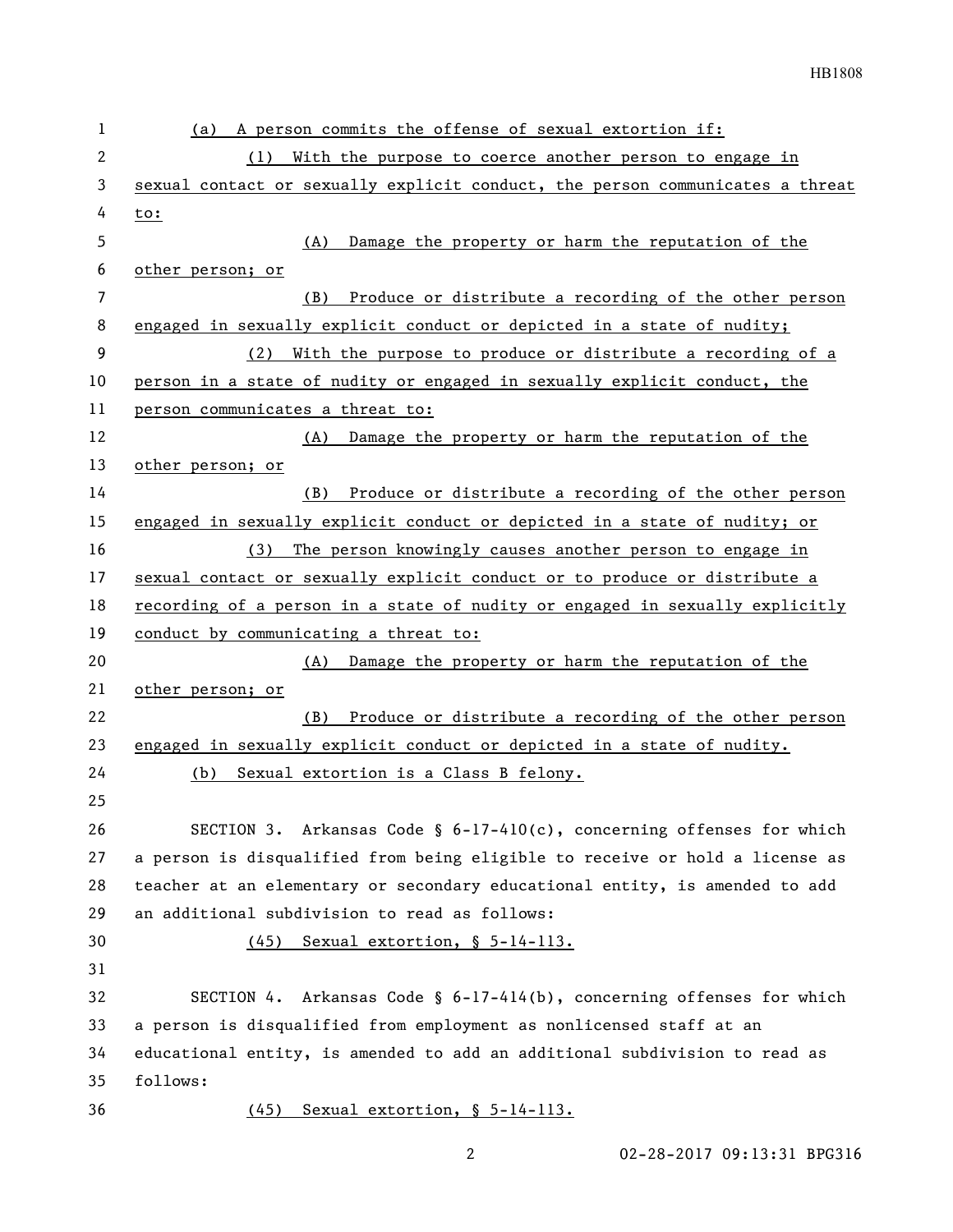(a) A person commits the offense of sexual extortion if:

(1) With the purpose to coerce another person to engage in sexual contact or sexually explicit conduct, the person communicates a threat to:

(A) Damage the property or harm the reputation of the other person; or

(B) Produce or distribute a recording of the other person engaged in sexually explicit conduct or depicted in a state of nudity;

(2) With the purpose to produce or distribute a recording of a person in a state of nudity or engaged in sexually explicit conduct, the person communicates a threat to:

(A) Damage the property or harm the reputation of the other person; or

(B) Produce or distribute a recording of the other person engaged in sexually explicit conduct or depicted in a state of nudity; or

(3) The person knowingly causes another person to engage in sexual contact or sexually explicit conduct or to produce or distribute a recording of a person in a state of nudity or engaged in sexually explicitly conduct by communicating a threat to:

(A) Damage the property or harm the reputation of the other person; or

(B) Produce or distribute a recording of the other person engaged in sexually explicit conduct or depicted in a state of nudity.

(b) Sexual extortion is a Class B felony.

SECTION 3. Arkansas Code § 6-17-410(c), concerning offenses for which a person is disqualified from being eligible to receive or hold a license as teacher at an elementary or secondary educational entity, is amended to add an additional subdivision to read as follows:

(45) Sexual extortion, § 5-14-113.

SECTION 4. Arkansas Code § 6-17-414(b), concerning offenses for which a person is disqualified from employment as nonlicensed staff at an educational entity, is amended to add an additional subdivision to read as follows:

(45) Sexual extortion, § 5-14-113.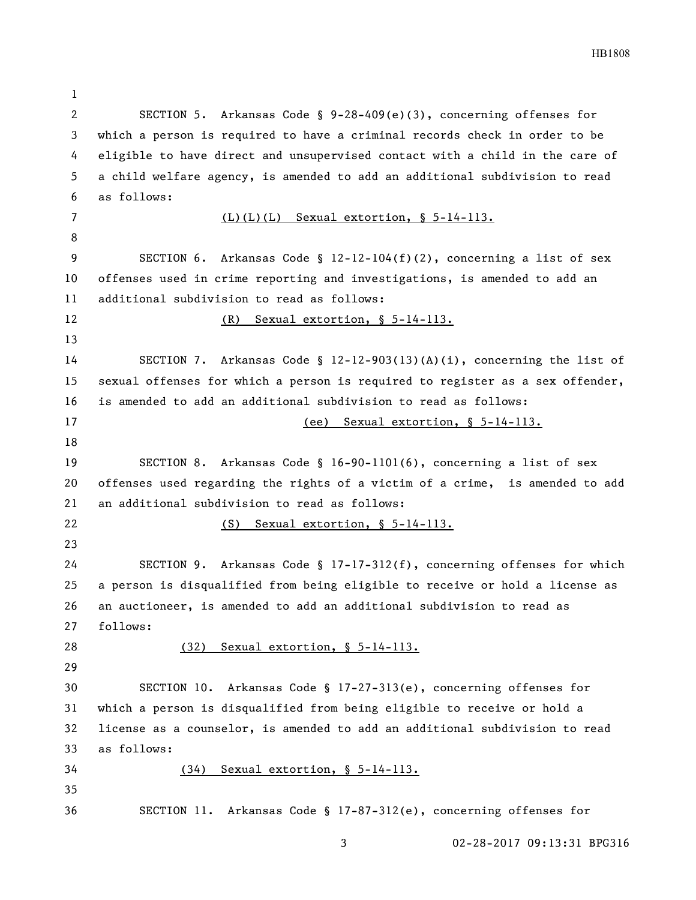SECTION 5. Arkansas Code § 9-28-409(e)(3), concerning offenses for which a person is required to have a criminal records check in order to be eligible to have direct and unsupervised contact with a child in the care of a child welfare agency, is amended to add an additional subdivision to read as follows:

(L)(L)(L) Sexual extortion, § 5-14-113.

SECTION 6. Arkansas Code § 12-12-104(f)(2), concerning a list of sex offenses used in crime reporting and investigations, is amended to add an additional subdivision to read as follows:

(R) Sexual extortion, § 5-14-113.

SECTION 7. Arkansas Code § 12-12-903(13)(A)(i), concerning the list of sexual offenses for which a person is required to register as a sex offender, is amended to add an additional subdivision to read as follows:

(ee) Sexual extortion, § 5-14-113.

SECTION 8. Arkansas Code § 16-90-1101(6), concerning a list of sex offenses used regarding the rights of a victim of a crime, is amended to add an additional subdivision to read as follows:

(S) Sexual extortion, § 5-14-113.

SECTION 9. Arkansas Code § 17-17-312(f), concerning offenses for which a person is disqualified from being eligible to receive or hold a license as an auctioneer, is amended to add an additional subdivision to read as follows:

(32) Sexual extortion, § 5-14-113.

SECTION 10. Arkansas Code § 17-27-313(e), concerning offenses for which a person is disqualified from being eligible to receive or hold a license as a counselor, is amended to add an additional subdivision to read as follows:

(34) Sexual extortion, § 5-14-113.

SECTION 11. Arkansas Code § 17-87-312(e), concerning offenses for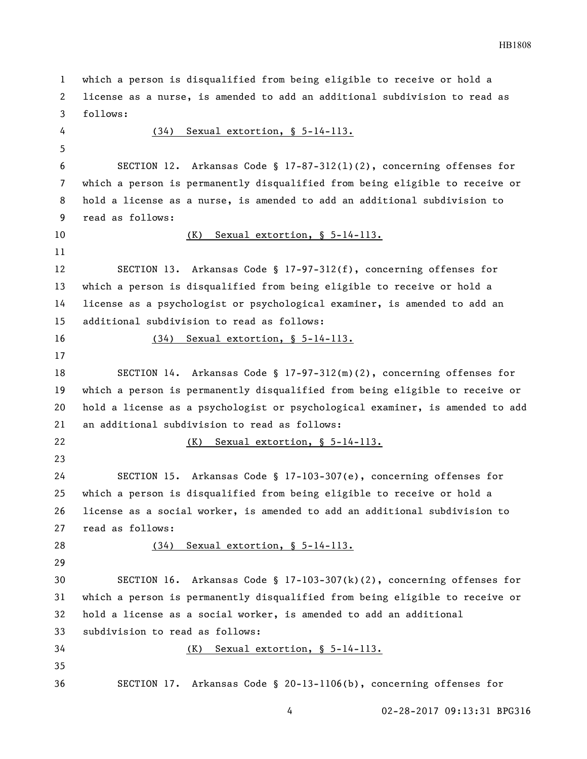which a person is disqualified from being eligible to receive or hold a license as a nurse, is amended to add an additional subdivision to read as follows:

(34) Sexual extortion, § 5-14-113.

SECTION 12. Arkansas Code § 17-87-312(l)(2), concerning offenses for which a person is permanently disqualified from being eligible to receive or hold a license as a nurse, is amended to add an additional subdivision to read as follows:

(K) Sexual extortion, § 5-14-113.

SECTION 13. Arkansas Code § 17-97-312(f), concerning offenses for which a person is disqualified from being eligible to receive or hold a license as a psychologist or psychological examiner, is amended to add an additional subdivision to read as follows:

(34) Sexual extortion, § 5-14-113.

SECTION 14. Arkansas Code § 17-97-312(m)(2), concerning offenses for which a person is permanently disqualified from being eligible to receive or hold a license as a psychologist or psychological examiner, is amended to add an additional subdivision to read as follows:

(K) Sexual extortion, § 5-14-113.

SECTION 15. Arkansas Code § 17-103-307(e), concerning offenses for which a person is disqualified from being eligible to receive or hold a license as a social worker, is amended to add an additional subdivision to read as follows:

(34) Sexual extortion, § 5-14-113.

SECTION 16. Arkansas Code § 17-103-307(k)(2), concerning offenses for which a person is permanently disqualified from being eligible to receive or hold a license as a social worker, is amended to add an additional subdivision to read as follows:

(K) Sexual extortion, § 5-14-113.

SECTION 17. Arkansas Code § 20-13-1106(b), concerning offenses for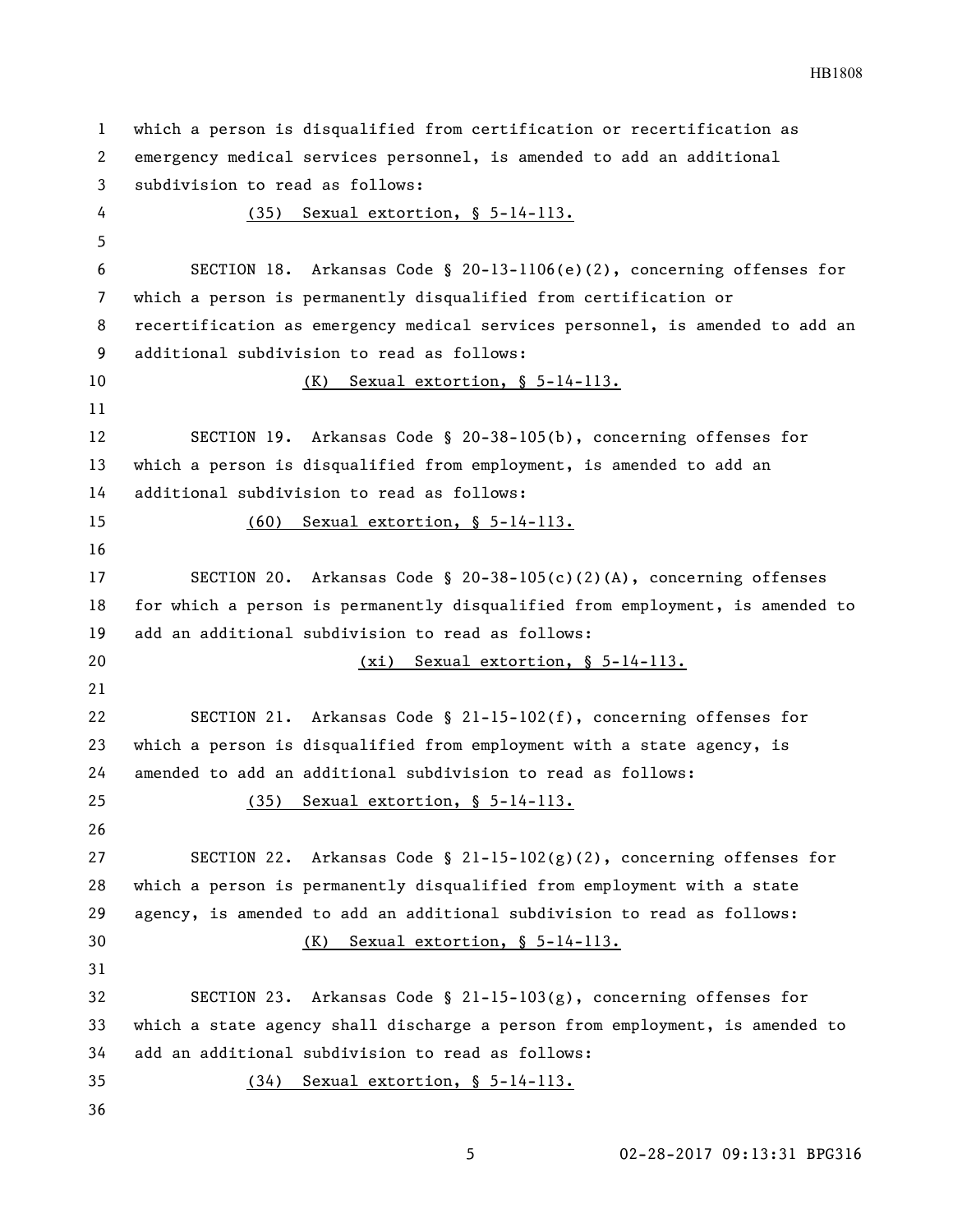which a person is disqualified from certification or recertification as emergency medical services personnel, is amended to add an additional subdivision to read as follows:

(35) Sexual extortion, § 5-14-113.

SECTION 18. Arkansas Code § 20-13-1106(e)(2), concerning offenses for which a person is permanently disqualified from certification or recertification as emergency medical services personnel, is amended to add an additional subdivision to read as follows:

(K) Sexual extortion, § 5-14-113.

SECTION 19. Arkansas Code § 20-38-105(b), concerning offenses for which a person is disqualified from employment, is amended to add an additional subdivision to read as follows:

(60) Sexual extortion, § 5-14-113.

SECTION 20. Arkansas Code § 20-38-105(c)(2)(A), concerning offenses for which a person is permanently disqualified from employment, is amended to add an additional subdivision to read as follows:

(xi) Sexual extortion, § 5-14-113.

SECTION 21. Arkansas Code § 21-15-102(f), concerning offenses for which a person is disqualified from employment with a state agency, is amended to add an additional subdivision to read as follows:

(35) Sexual extortion, § 5-14-113.

SECTION 22. Arkansas Code § 21-15-102(g)(2), concerning offenses for which a person is permanently disqualified from employment with a state agency, is amended to add an additional subdivision to read as follows:

(K) Sexual extortion, § 5-14-113.

SECTION 23. Arkansas Code § 21-15-103(g), concerning offenses for which a state agency shall discharge a person from employment, is amended to add an additional subdivision to read as follows:

(34) Sexual extortion, § 5-14-113.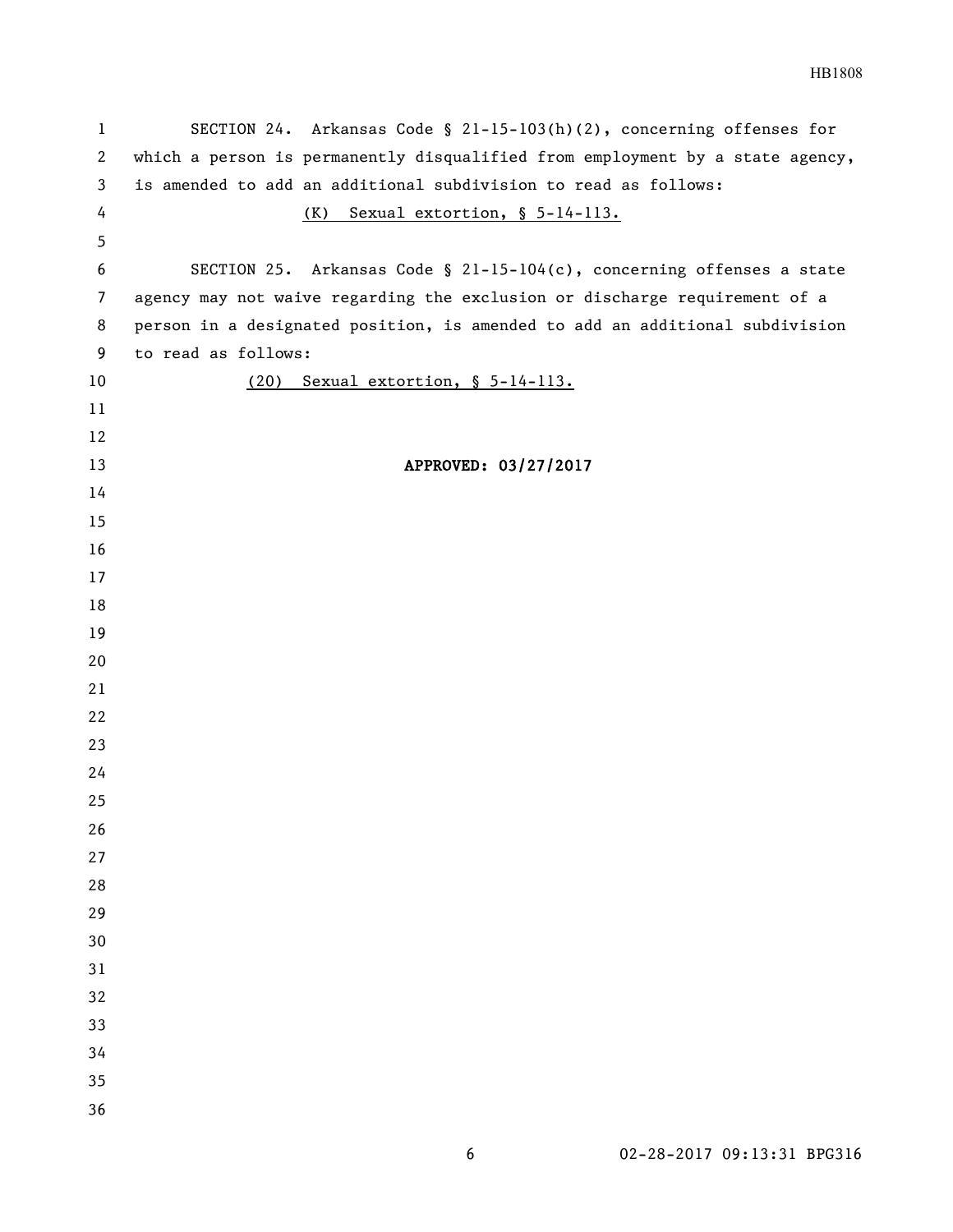SECTION 24. Arkansas Code § 21-15-103(h)(2), concerning offenses for which a person is permanently disqualified from employment by a state agency, is amended to add an additional subdivision to read as follows:

<u>(K) Sexual extortion, § 5-14-113.</u>

SECTION 25. Arkansas Code § 21-15-104(c), concerning offenses a state agency may not waive regarding the exclusion or discharge requirement of a person in a designated position, is amended to add an additional subdivision to read as follows:

<u>(20) Sexual extortion, § 5-14-113.</u>

**APPROVED: 03/27/2017**